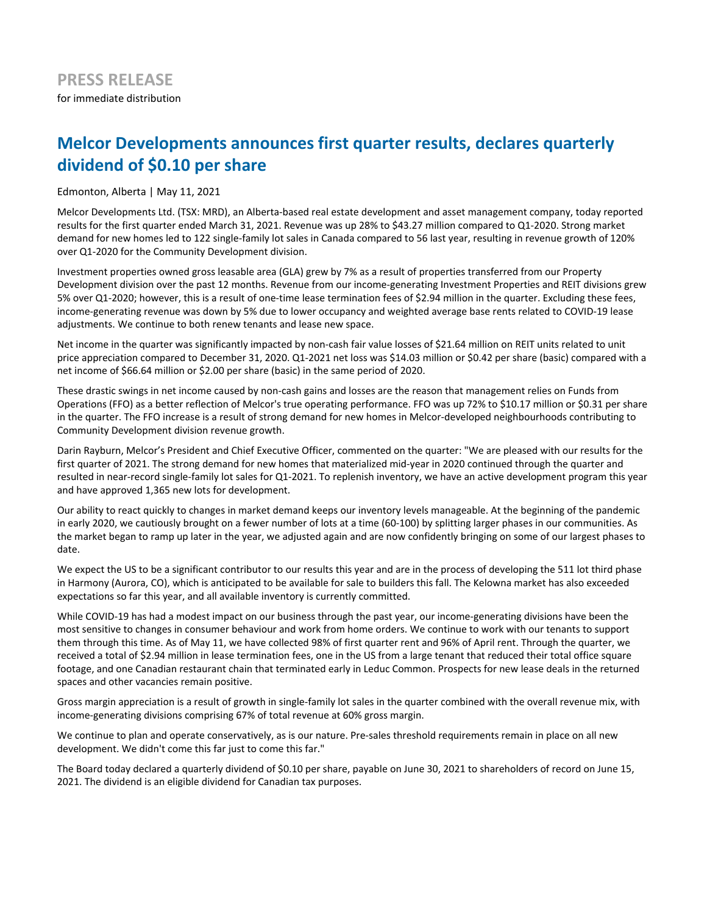**PRESS RELEASE**

for immediate distribution

# Melcor Developments announces first quarter results, declares quarterly dividend of $0.10 per share

Edmonton, Alberta | May 11, 2021

Melcor Developments Ltd. (TSX: MRD), an Alberta-based real estate development and asset management company, today reported results for the first quarter ended March 31, 2021. Revenue was up 28% to $43.27 million compared to Q1-2020. Strong market demand for new homes led to 122 single-family lot sales in Canada compared to 56 last year, resulting in revenue growth of 120% over Q1-2020 for the Community Development division.

Investment properties owned gross leasable area (GLA) grew by 7% as a result of properties transferred from our Property Development division over the past 12 months. Revenue from our income-generating Investment Properties and REIT divisions grew 5% over Q1-2020; however, this is a result of one-time lease termination fees of $2.94 million in the quarter. Excluding these fees, income-generating revenue was down by 5% due to lower occupancy and weighted average base rents related to COVID-19 lease adjustments. We continue to both renew tenants and lease new space.

Net income in the quarter was significantly impacted by non-cash fair value losses of $21.64 million on REIT units related to unit price appreciation compared to December 31, 2020. Q1-2021 net loss was $14.03 million or $0.42 per share (basic) compared with a net income of $66.64 million or $2.00 per share (basic) in the same period of 2020.

These drastic swings in net income caused by non-cash gains and losses are the reason that management relies on Funds from Operations (FFO) as a better reflection of Melcor's true operating performance. FFO was up 72% to $10.17 million or $0.31 per share in the quarter. The FFO increase is a result of strong demand for new homes in Melcor-developed neighbourhoods contributing to Community Development division revenue growth.

Darin Rayburn, Melcor's President and Chief Executive Officer, commented on the quarter: "We are pleased with our results for the first quarter of 2021. The strong demand for new homes that materialized mid-year in 2020 continued through the quarter and resulted in near-record single-family lot sales for Q1-2021. To replenish inventory, we have an active development program this year and have approved 1,365 new lots for development.

Our ability to react quickly to changes in market demand keeps our inventory levels manageable. At the beginning of the pandemic in early 2020, we cautiously brought on a fewer number of lots at a time (60-100) by splitting larger phases in our communities. As the market began to ramp up later in the year, we adjusted again and are now confidently bringing on some of our largest phases to date.

We expect the US to be a significant contributor to our results this year and are in the process of developing the 511 lot third phase in Harmony (Aurora, CO), which is anticipated to be available for sale to builders this fall. The Kelowna market has also exceeded expectations so far this year, and all available inventory is currently committed.

While COVID-19 has had a modest impact on our business through the past year, our income-generating divisions have been the most sensitive to changes in consumer behaviour and work from home orders. We continue to work with our tenants to support them through this time. As of May 11, we have collected 98% of first quarter rent and 96% of April rent. Through the quarter, we received a total of $2.94 million in lease termination fees, one in the US from a large tenant that reduced their total office square footage, and one Canadian restaurant chain that terminated early in Leduc Common. Prospects for new lease deals in the returned spaces and other vacancies remain positive.

Gross margin appreciation is a result of growth in single-family lot sales in the quarter combined with the overall revenue mix, with income-generating divisions comprising 67% of total revenue at 60% gross margin.

We continue to plan and operate conservatively, as is our nature. Pre-sales threshold requirements remain in place on all new development. We didn't come this far just to come this far."

The Board today declared a quarterly dividend of $0.10 per share, payable on June 30, 2021 to shareholders of record on June 15, 2021. The dividend is an eligible dividend for Canadian tax purposes.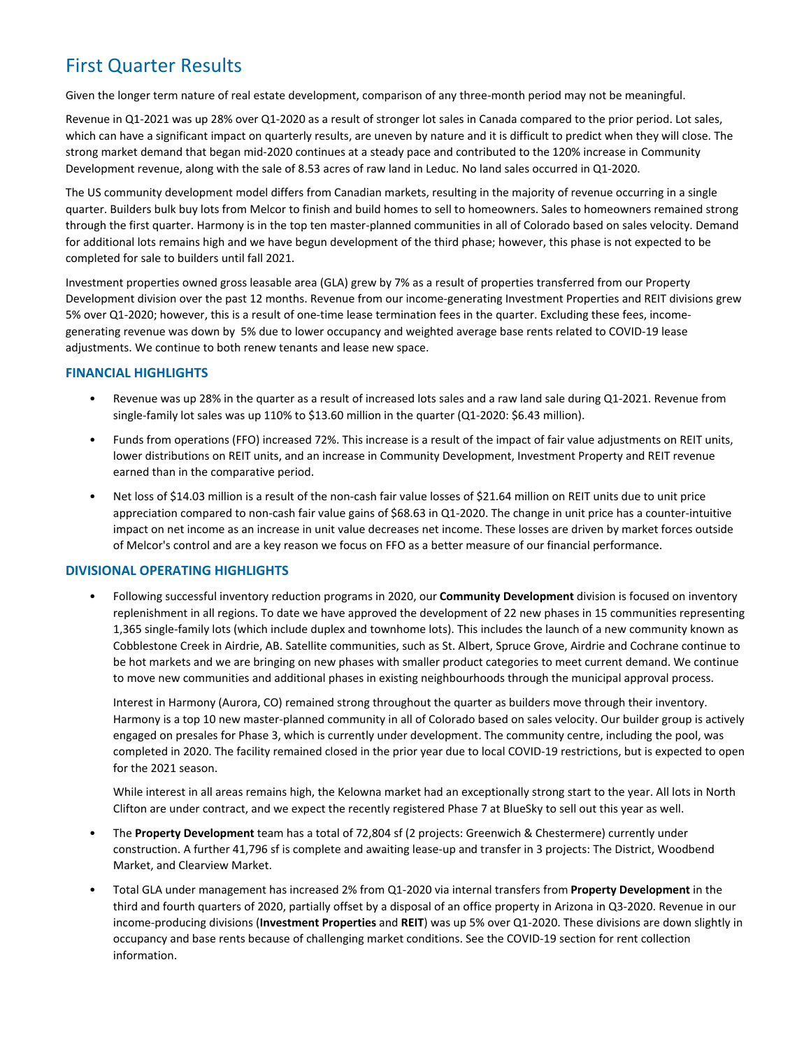# First Quarter Results

Given the longer term nature of real estate development, comparison of any three-month period may not be meaningful.

Revenue in Q1-2021 was up 28% over Q1-2020 as a result of stronger lot sales in Canada compared to the prior period. Lot sales, which can have a significant impact on quarterly results, are uneven by nature and it is difficult to predict when they will close. The strong market demand that began mid-2020 continues at a steady pace and contributed to the 120% increase in Community Development revenue, along with the sale of 8.53 acres of raw land in Leduc. No land sales occurred in Q1-2020.

The US community development model differs from Canadian markets, resulting in the majority of revenue occurring in a single quarter. Builders bulk buy lots from Melcor to finish and build homes to sell to homeowners. Sales to homeowners remained strong through the first quarter. Harmony is in the top ten master-planned communities in all of Colorado based on sales velocity. Demand for additional lots remains high and we have begun development of the third phase; however, this phase is not expected to be completed for sale to builders until fall 2021.

Investment properties owned gross leasable area (GLA) grew by 7% as a result of properties transferred from our Property Development division over the past 12 months. Revenue from our income-generating Investment Properties and REIT divisions grew 5% over Q1-2020; however, this is a result of one-time lease termination fees in the quarter. Excluding these fees, income-generating revenue was down by 5% due to lower occupancy and weighted average base rents related to COVID-19 lease adjustments. We continue to both renew tenants and lease new space.

## FINANCIAL HIGHLIGHTS

- Revenue was up 28% in the quarter as a result of increased lots sales and a raw land sale during Q1-2021. Revenue from single-family lot sales was up 110% to $13.60 million in the quarter (Q1-2020: $6.43 million).
- Funds from operations (FFO) increased 72%. This increase is a result of the impact of fair value adjustments on REIT units, lower distributions on REIT units, and an increase in Community Development, Investment Property and REIT revenue earned than in the comparative period.
- Net loss of $14.03 million is a result of the non-cash fair value losses of $21.64 million on REIT units due to unit price appreciation compared to non-cash fair value gains of $68.63 in Q1-2020. The change in unit price has a counter-intuitive impact on net income as an increase in unit value decreases net income. These losses are driven by market forces outside of Melcor's control and are a key reason we focus on FFO as a better measure of our financial performance.

## DIVISIONAL OPERATING HIGHLIGHTS

- Following successful inventory reduction programs in 2020, our **Community Development** division is focused on inventory replenishment in all regions. To date we have approved the development of 22 new phases in 15 communities representing 1,365 single-family lots (which include duplex and townhome lots). This includes the launch of a new community known as Cobblestone Creek in Airdrie, AB. Satellite communities, such as St. Albert, Spruce Grove, Airdrie and Cochrane continue to be hot markets and we are bringing on new phases with smaller product categories to meet current demand. We continue to move new communities and additional phases in existing neighbourhoods through the municipal approval process.

  Interest in Harmony (Aurora, CO) remained strong throughout the quarter as builders move through their inventory. Harmony is a top 10 new master-planned community in all of Colorado based on sales velocity. Our builder group is actively engaged on presales for Phase 3, which is currently under development. The community centre, including the pool, was completed in 2020. The facility remained closed in the prior year due to local COVID-19 restrictions, but is expected to open for the 2021 season.

  While interest in all areas remains high, the Kelowna market had an exceptionally strong start to the year. All lots in North Clifton are under contract, and we expect the recently registered Phase 7 at BlueSky to sell out this year as well.

- The **Property Development** team has a total of 72,804 sf (2 projects: Greenwich & Chestermere) currently under construction. A further 41,796 sf is complete and awaiting lease-up and transfer in 3 projects: The District, Woodbend Market, and Clearview Market.
- Total GLA under management has increased 2% from Q1-2020 via internal transfers from **Property Development** in the third and fourth quarters of 2020, partially offset by a disposal of an office property in Arizona in Q3-2020. Revenue in our income-producing divisions (**Investment Properties** and **REIT**) was up 5% over Q1-2020. These divisions are down slightly in occupancy and base rents because of challenging market conditions. See the COVID-19 section for rent collection information.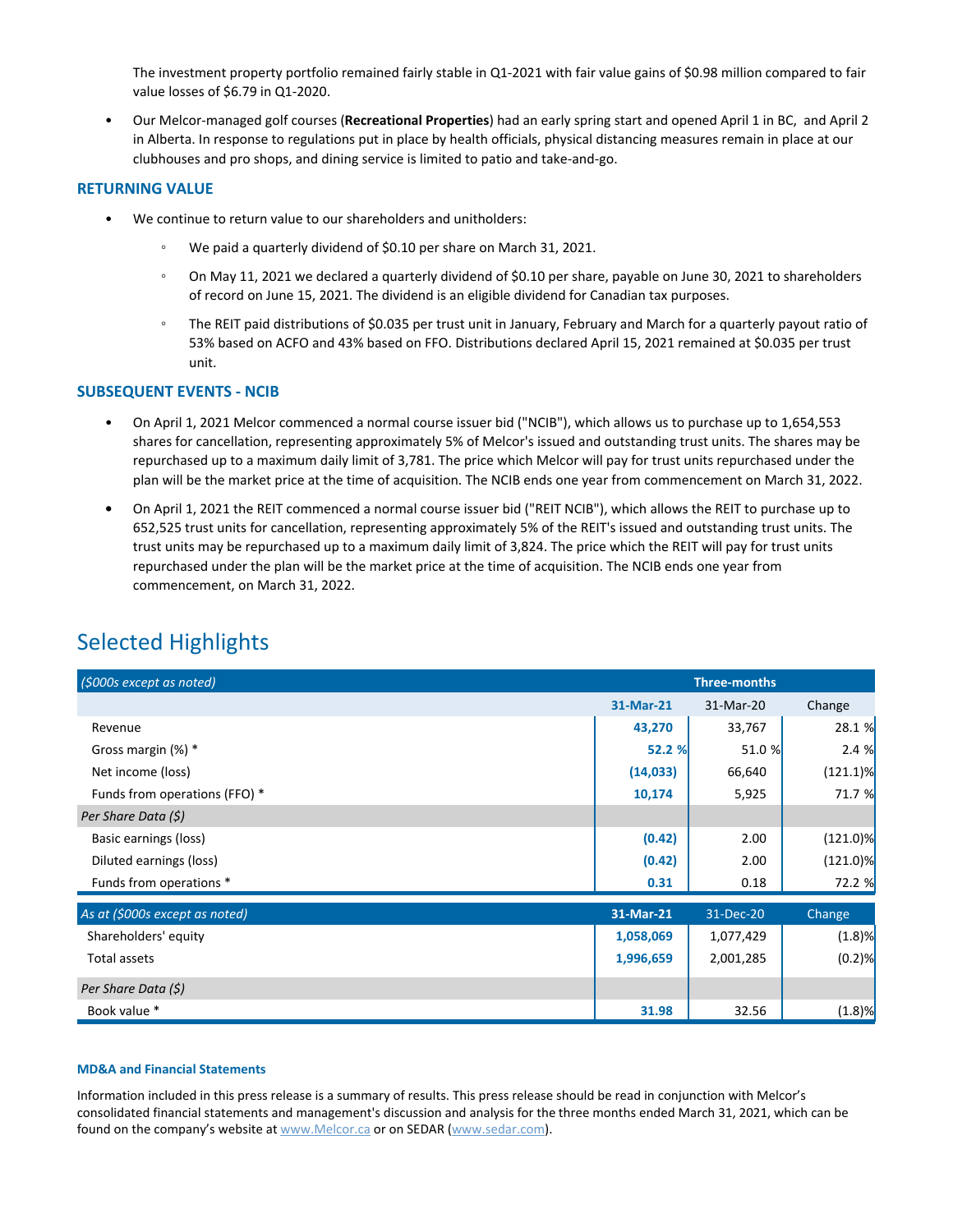The investment property portfolio remained fairly stable in Q1-2021 with fair value gains of $0.98 million compared to fair value losses of $6.79 in Q1-2020.

- Our Melcor-managed golf courses (**Recreational Properties**) had an early spring start and opened April 1 in BC, and April 2 in Alberta. In response to regulations put in place by health officials, physical distancing measures remain in place at our clubhouses and pro shops, and dining service is limited to patio and take-and-go.

### RETURNING VALUE

- We continue to return value to our shareholders and unitholders:
  - We paid a quarterly dividend of $0.10 per share on March 31, 2021.
  - On May 11, 2021 we declared a quarterly dividend of $0.10 per share, payable on June 30, 2021 to shareholders of record on June 15, 2021. The dividend is an eligible dividend for Canadian tax purposes.
  - The REIT paid distributions of $0.035 per trust unit in January, February and March for a quarterly payout ratio of 53% based on ACFO and 43% based on FFO. Distributions declared April 15, 2021 remained at $0.035 per trust unit.

### SUBSEQUENT EVENTS - NCIB

- On April 1, 2021 Melcor commenced a normal course issuer bid ("NCIB"), which allows us to purchase up to 1,654,553 shares for cancellation, representing approximately 5% of Melcor's issued and outstanding trust units. The shares may be repurchased up to a maximum daily limit of 3,781. The price which Melcor will pay for trust units repurchased under the plan will be the market price at the time of acquisition. The NCIB ends one year from commencement on March 31, 2022.
- On April 1, 2021 the REIT commenced a normal course issuer bid ("REIT NCIB"), which allows the REIT to purchase up to 652,525 trust units for cancellation, representing approximately 5% of the REIT's issued and outstanding trust units. The trust units may be repurchased up to a maximum daily limit of 3,824. The price which the REIT will pay for trust units repurchased under the plan will be the market price at the time of acquisition. The NCIB ends one year from commencement, on March 31, 2022.

## Selected Highlights

| *($000s except as noted)* | Three-months | | |
|---|---|---|---|
| | **31-Mar-21** | 31-Mar-20 | Change |
| Revenue | **43,270** | 33,767 | 28.1 % |
| Gross margin (%) * | **52.2 %** | 51.0 % | 2.4 % |
| Net income (loss) | **(14,033)** | 66,640 | (121.1)% |
| Funds from operations (FFO) * | **10,174** | 5,925 | 71.7 % |
| *Per Share Data ($)* | | | |
| Basic earnings (loss) | **(0.42)** | 2.00 | (121.0)% |
| Diluted earnings (loss) | **(0.42)** | 2.00 | (121.0)% |
| Funds from operations * | **0.31** | 0.18 | 72.2 % |

| *As at ($000s except as noted)* | **31-Mar-21** | 31-Dec-20 | Change |
|---|---|---|---|
| Shareholders' equity | **1,058,069** | 1,077,429 | (1.8)% |
| Total assets | **1,996,659** | 2,001,285 | (0.2)% |
| *Per Share Data ($)* | | | |
| Book value * | **31.98** | 32.56 | (1.8)% |

#### MD&A and Financial Statements

Information included in this press release is a summary of results. This press release should be read in conjunction with Melcor's consolidated financial statements and management's discussion and analysis for the three months ended March 31, 2021, which can be found on the company's website at www.Melcor.ca or on SEDAR (www.sedar.com).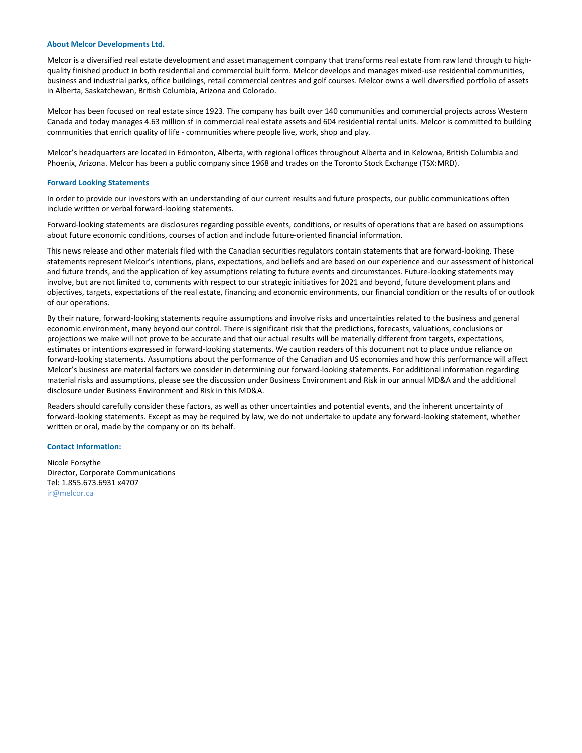### About Melcor Developments Ltd.

Melcor is a diversified real estate development and asset management company that transforms real estate from raw land through to high-quality finished product in both residential and commercial built form. Melcor develops and manages mixed-use residential communities, business and industrial parks, office buildings, retail commercial centres and golf courses. Melcor owns a well diversified portfolio of assets in Alberta, Saskatchewan, British Columbia, Arizona and Colorado.

Melcor has been focused on real estate since 1923. The company has built over 140 communities and commercial projects across Western Canada and today manages 4.63 million sf in commercial real estate assets and 604 residential rental units. Melcor is committed to building communities that enrich quality of life - communities where people live, work, shop and play.

Melcor's headquarters are located in Edmonton, Alberta, with regional offices throughout Alberta and in Kelowna, British Columbia and Phoenix, Arizona. Melcor has been a public company since 1968 and trades on the Toronto Stock Exchange (TSX:MRD).

### Forward Looking Statements

In order to provide our investors with an understanding of our current results and future prospects, our public communications often include written or verbal forward-looking statements.

Forward-looking statements are disclosures regarding possible events, conditions, or results of operations that are based on assumptions about future economic conditions, courses of action and include future-oriented financial information.

This news release and other materials filed with the Canadian securities regulators contain statements that are forward-looking. These statements represent Melcor's intentions, plans, expectations, and beliefs and are based on our experience and our assessment of historical and future trends, and the application of key assumptions relating to future events and circumstances. Future-looking statements may involve, but are not limited to, comments with respect to our strategic initiatives for 2021 and beyond, future development plans and objectives, targets, expectations of the real estate, financing and economic environments, our financial condition or the results of or outlook of our operations.

By their nature, forward-looking statements require assumptions and involve risks and uncertainties related to the business and general economic environment, many beyond our control. There is significant risk that the predictions, forecasts, valuations, conclusions or projections we make will not prove to be accurate and that our actual results will be materially different from targets, expectations, estimates or intentions expressed in forward-looking statements. We caution readers of this document not to place undue reliance on forward-looking statements. Assumptions about the performance of the Canadian and US economies and how this performance will affect Melcor's business are material factors we consider in determining our forward-looking statements. For additional information regarding material risks and assumptions, please see the discussion under Business Environment and Risk in our annual MD&A and the additional disclosure under Business Environment and Risk in this MD&A.

Readers should carefully consider these factors, as well as other uncertainties and potential events, and the inherent uncertainty of forward-looking statements. Except as may be required by law, we do not undertake to update any forward-looking statement, whether written or oral, made by the company or on its behalf.

### Contact Information:

Nicole Forsythe  
Director, Corporate Communications  
Tel: 1.855.673.6931 x4707  
ir@melcor.ca